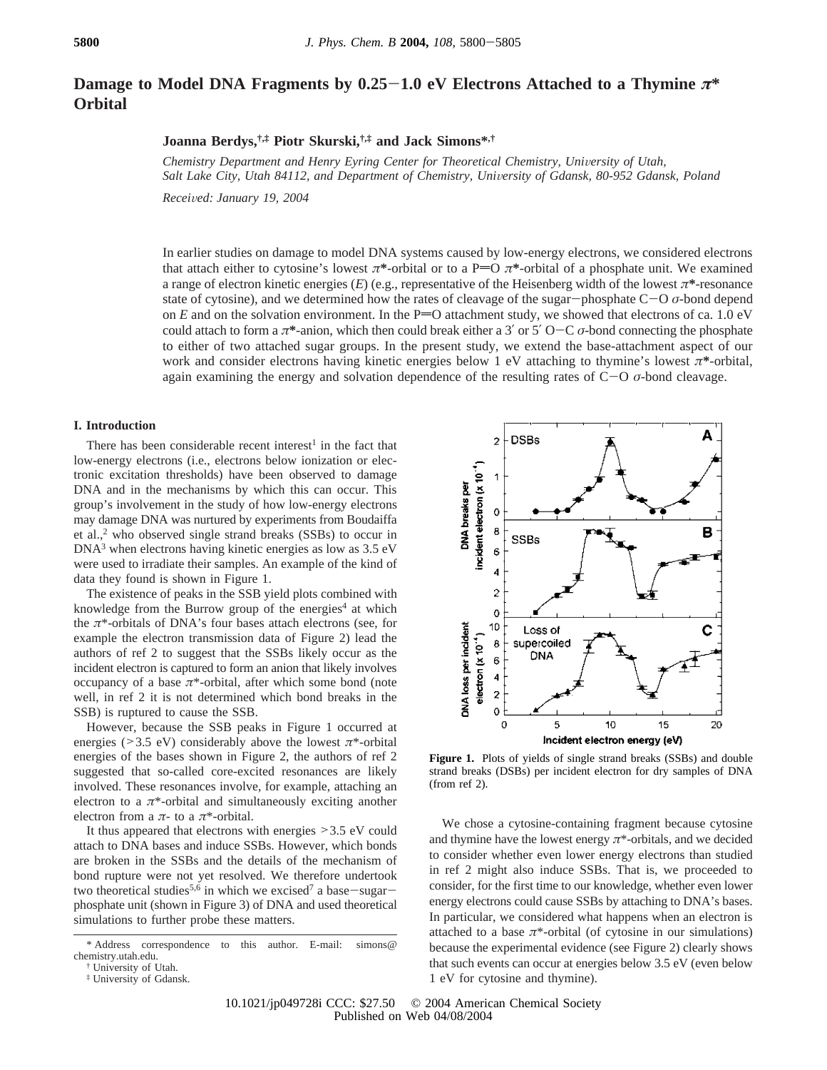# Damage to Model DNA Fragments by 0.25−1.0 eV Electrons Attached to a Thymine $\pi^*$ Orbital

**Joanna Berdys,[†,‡] Piotr Skurski,[†,‡] and Jack Simons*[,†]**

*Chemistry Department and Henry Eyring Center for Theoretical Chemistry, University of Utah, Salt Lake City, Utah 84112, and Department of Chemistry, University of Gdansk, 80-952 Gdansk, Poland*

*Received: January 19, 2004*

In earlier studies on damage to model DNA systems caused by low-energy electrons, we considered electrons that attach either to cytosine's lowest $\pi^*$-orbital or to a P═O $\pi^*$-orbital of a phosphate unit. We examined a range of electron kinetic energies ($E$) (e.g., representative of the Heisenberg width of the lowest $\pi^*$-resonance state of cytosine), and we determined how the rates of cleavage of the sugar−phosphate C−O $\sigma$-bond depend on $E$ and on the solvation environment. In the P═O attachment study, we showed that electrons of ca. 1.0 eV could attach to form a $\pi^*$-anion, which then could break either a 3′ or 5′ O−C $\sigma$-bond connecting the phosphate to either of two attached sugar groups. In the present study, we extend the base-attachment aspect of our work and consider electrons having kinetic energies below 1 eV attaching to thymine's lowest $\pi^*$-orbital, again examining the energy and solvation dependence of the resulting rates of C−O $\sigma$-bond cleavage.

## I. Introduction

There has been considerable recent interest[1] in the fact that low-energy electrons (i.e., electrons below ionization or electronic excitation thresholds) have been observed to damage DNA and in the mechanisms by which this can occur. This group's involvement in the study of how low-energy electrons may damage DNA was nurtured by experiments from Boudaiffa et al.,[2] who observed single strand breaks (SSBs) to occur in DNA[3] when electrons having kinetic energies as low as 3.5 eV were used to irradiate their samples. An example of the kind of data they found is shown in Figure 1.

The existence of peaks in the SSB yield plots combined with knowledge from the Burrow group of the energies[4] at which the $\pi^*$-orbitals of DNA's four bases attach electrons (see, for example the electron transmission data of Figure 2) lead the authors of ref 2 to suggest that the SSBs likely occur as the incident electron is captured to form an anion that likely involves occupancy of a base $\pi^*$-orbital, after which some bond (note well, in ref 2 it is not determined which bond breaks in the SSB) is ruptured to cause the SSB.

However, because the SSB peaks in Figure 1 occurred at energies (>3.5 eV) considerably above the lowest $\pi^*$-orbital energies of the bases shown in Figure 2, the authors of ref 2 suggested that so-called core-excited resonances are likely involved. These resonances involve, for example, attaching an electron to a $\pi^*$-orbital and simultaneously exciting another electron from a $\pi$- to a $\pi^*$-orbital.

It thus appeared that electrons with energies >3.5 eV could attach to DNA bases and induce SSBs. However, which bonds are broken in the SSBs and the details of the mechanism of bond rupture were not yet resolved. We therefore undertook two theoretical studies[5,6] in which we excised[7] a base−sugar−phosphate unit (shown in Figure 3) of DNA and used theoretical simulations to further probe these matters.

**Figure 1.** Plots of yields of single strand breaks (SSBs) and double strand breaks (DSBs) per incident electron for dry samples of DNA (from ref 2).

We chose a cytosine-containing fragment because cytosine and thymine have the lowest energy $\pi^*$-orbitals, and we decided to consider whether even lower energy electrons than studied in ref 2 might also induce SSBs. That is, we proceeded to consider, for the first time to our knowledge, whether even lower energy electrons could cause SSBs by attaching to DNA's bases. In particular, we considered what happens when an electron is attached to a base $\pi^*$-orbital (of cytosine in our simulations) because the experimental evidence (see Figure 2) clearly shows that such events can occur at energies below 3.5 eV (even below 1 eV for cytosine and thymine).

\* Address correspondence to this author. E-mail: simons@chemistry.utah.edu.
† University of Utah.
‡ University of Gdansk.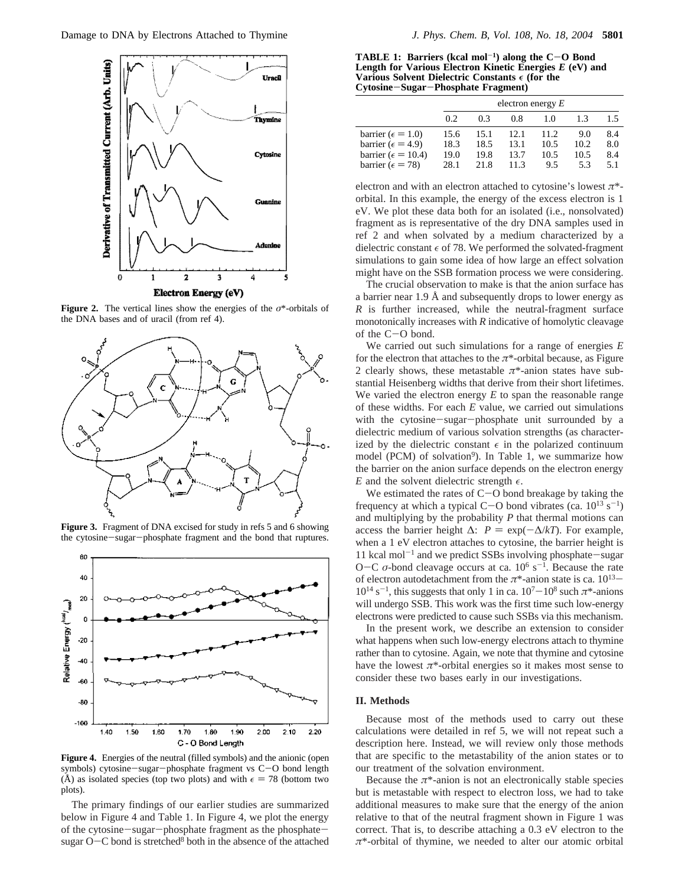**Figure 2.** The vertical lines show the energies of the $\sigma^*$-orbitals of the DNA bases and of uracil (from ref 4).

**Figure 3.** Fragment of DNA excised for study in refs 5 and 6 showing the cytosine–sugar–phosphate fragment and the bond that ruptures.

**Figure 4.** Energies of the neutral (filled symbols) and the anionic (open symbols) cytosine–sugar–phosphate fragment vs C–O bond length (Å) as isolated species (top two plots) and with $\epsilon = 78$ (bottom two plots).

The primary findings of our earlier studies are summarized below in Figure 4 and Table 1. In Figure 4, we plot the energy of the cytosine–sugar–phosphate fragment as the phosphate–sugar O–C bond is stretched[8] both in the absence of the attached electron and with an electron attached to cytosine's lowest $\pi^*$-orbital. In this example, the energy of the excess electron is 1 eV. We plot these data both for an isolated (i.e., nonsolvated) fragment as is representative of the dry DNA samples used in ref 2 and when solvated by a medium characterized by a dielectric constant $\epsilon$ of 78. We performed the solvated-fragment simulations to gain some idea of how large an effect solvation might have on the SSB formation process we were considering.

**TABLE 1: Barriers (kcal mol$^{-1}$) along the C–O Bond Length for Various Electron Kinetic Energies *E* (eV) and Various Solvent Dielectric Constants $\epsilon$ (for the Cytosine–Sugar–Phosphate Fragment)**

| | electron energy *E* | | | | | |
|---|---|---|---|---|---|---|
| | 0.2 | 0.3 | 0.8 | 1.0 | 1.3 | 1.5 |
| barrier ($\epsilon = 1.0$) | 15.6 | 15.1 | 12.1 | 11.2 | 9.0 | 8.4 |
| barrier ($\epsilon = 4.9$) | 18.3 | 18.5 | 13.1 | 10.5 | 10.2 | 8.0 |
| barrier ($\epsilon = 10.4$) | 19.0 | 19.8 | 13.7 | 10.5 | 10.5 | 8.4 |
| barrier ($\epsilon = 78$) | 28.1 | 21.8 | 11.3 | 9.5 | 5.3 | 5.1 |

The crucial observation to make is that the anion surface has a barrier near 1.9 Å and subsequently drops to lower energy as $R$ is further increased, while the neutral-fragment surface monotonically increases with $R$ indicative of homolytic cleavage of the C–O bond.

We carried out such simulations for a range of energies $E$ for the electron that attaches to the $\pi^*$-orbital because, as Figure 2 clearly shows, these metastable $\pi^*$-anion states have substantial Heisenberg widths that derive from their short lifetimes. We varied the electron energy $E$ to span the reasonable range of these widths. For each $E$ value, we carried out simulations with the cytosine–sugar–phosphate unit surrounded by a dielectric medium of various solvation strengths (as characterized by the dielectric constant $\epsilon$ in the polarized continuum model (PCM) of solvation[9]). In Table 1, we summarize how the barrier on the anion surface depends on the electron energy $E$ and the solvent dielectric strength $\epsilon$.

We estimated the rates of C–O bond breakage by taking the frequency at which a typical C–O bond vibrates (ca. $10^{13}$ s$^{-1}$) and multiplying by the probability $P$ that thermal motions can access the barrier height $\Delta$: $P = \exp(-\Delta/kT)$. For example, when a 1 eV electron attaches to cytosine, the barrier height is 11 kcal mol$^{-1}$ and we predict SSBs involving phosphate–sugar O–C $\sigma$-bond cleavage occurs at ca. $10^6$ s$^{-1}$. Because the rate of electron autodetachment from the $\pi^*$-anion state is ca. $10^{13}$–$10^{14}$ s$^{-1}$, this suggests that only 1 in ca. $10^7$–$10^8$ such $\pi^*$-anions will undergo SSB. This work was the first time such low-energy electrons were predicted to cause such SSBs via this mechanism.

In the present work, we describe an extension to consider what happens when such low-energy electrons attach to thymine rather than to cytosine. Again, we note that thymine and cytosine have the lowest $\pi^*$-orbital energies so it makes most sense to consider these two bases early in our investigations.

## II. Methods

Because most of the methods used to carry out these calculations were detailed in ref 5, we will not repeat such a description here. Instead, we will review only those methods that are specific to the metastability of the anion states or to our treatment of the solvation environment.

Because the $\pi^*$-anion is not an electronically stable species but is metastable with respect to electron loss, we had to take additional measures to make sure that the energy of the anion relative to that of the neutral fragment shown in Figure 1 was correct. That is, to describe attaching a 0.3 eV electron to the $\pi^*$-orbital of thymine, we needed to alter our atomic orbital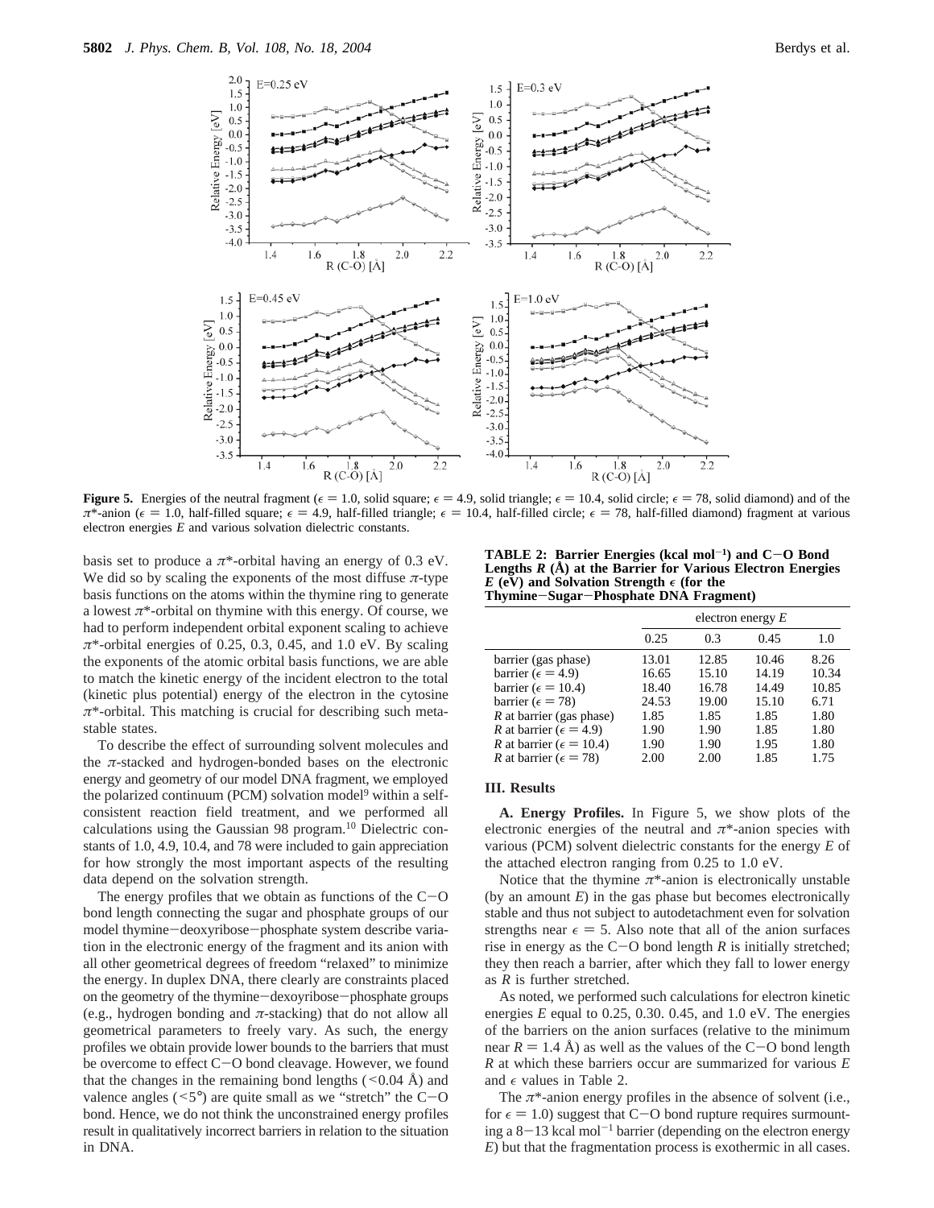**Figure 5.** Energies of the neutral fragment ($\epsilon$ = 1.0, solid square; $\epsilon$ = 4.9, solid triangle; $\epsilon$ = 10.4, solid circle; $\epsilon$ = 78, solid diamond) and of the $\pi$*-anion ($\epsilon$ = 1.0, half-filled square; $\epsilon$ = 4.9, half-filled triangle; $\epsilon$ = 10.4, half-filled circle; $\epsilon$ = 78, half-filled diamond) fragment at various electron energies $E$ and various solvation dielectric constants.

basis set to produce a $\pi$*-orbital having an energy of 0.3 eV. We did so by scaling the exponents of the most diffuse $\pi$-type basis functions on the atoms within the thymine ring to generate a lowest $\pi$*-orbital on thymine with this energy. Of course, we had to perform independent orbital exponent scaling to achieve $\pi$*-orbital energies of 0.25, 0.3, 0.45, and 1.0 eV. By scaling the exponents of the atomic orbital basis functions, we are able to match the kinetic energy of the incident electron to the total (kinetic plus potential) energy of the electron in the cytosine $\pi$*-orbital. This matching is crucial for describing such metastable states.

To describe the effect of surrounding solvent molecules and the $\pi$-stacked and hydrogen-bonded bases on the electronic energy and geometry of our model DNA fragment, we employed the polarized continuum (PCM) solvation model[9] within a self-consistent reaction field treatment, and we performed all calculations using the Gaussian 98 program.[10] Dielectric constants of 1.0, 4.9, 10.4, and 78 were included to gain appreciation for how strongly the most important aspects of the resulting data depend on the solvation strength.

The energy profiles that we obtain as functions of the C−O bond length connecting the sugar and phosphate groups of our model thymine−deoxyribose−phosphate system describe variation in the electronic energy of the fragment and its anion with all other geometrical degrees of freedom "relaxed" to minimize the energy. In duplex DNA, there clearly are constraints placed on the geometry of the thymine−dexoyribose−phosphate groups (e.g., hydrogen bonding and $\pi$-stacking) that do not allow all geometrical parameters to freely vary. As such, the energy profiles we obtain provide lower bounds to the barriers that must be overcome to effect C−O bond cleavage. However, we found that the changes in the remaining bond lengths (<0.04 Å) and valence angles (<5°) are quite small as we "stretch" the C−O bond. Hence, we do not think the unconstrained energy profiles result in qualitatively incorrect barriers in relation to the situation in DNA.

**TABLE 2: Barrier Energies (kcal mol$^{-1}$) and C−O Bond Lengths $R$ (Å) at the Barrier for Various Electron Energies $E$ (eV) and Solvation Strength $\epsilon$ (for the Thymine−Sugar−Phosphate DNA Fragment)**

| | electron energy $E$ | | | |
|---|---|---|---|---|
| | 0.25 | 0.3 | 0.45 | 1.0 |
| barrier (gas phase) | 13.01 | 12.85 | 10.46 | 8.26 |
| barrier ($\epsilon$ = 4.9) | 16.65 | 15.10 | 14.19 | 10.34 |
| barrier ($\epsilon$ = 10.4) | 18.40 | 16.78 | 14.49 | 10.85 |
| barrier ($\epsilon$ = 78) | 24.53 | 19.00 | 15.10 | 6.71 |
| $R$ at barrier (gas phase) | 1.85 | 1.85 | 1.85 | 1.80 |
| $R$ at barrier ($\epsilon$ = 4.9) | 1.90 | 1.90 | 1.85 | 1.80 |
| $R$ at barrier ($\epsilon$ = 10.4) | 1.90 | 1.90 | 1.95 | 1.80 |
| $R$ at barrier ($\epsilon$ = 78) | 2.00 | 2.00 | 1.85 | 1.75 |

### III. Results

**A. Energy Profiles.** In Figure 5, we show plots of the electronic energies of the neutral and $\pi$*-anion species with various (PCM) solvent dielectric constants for the energy $E$ of the attached electron ranging from 0.25 to 1.0 eV.

Notice that the thymine $\pi$*-anion is electronically unstable (by an amount $E$) in the gas phase but becomes electronically stable and thus not subject to autodetachment even for solvation strengths near $\epsilon$ = 5. Also note that all of the anion surfaces rise in energy as the C−O bond length $R$ is initially stretched; they then reach a barrier, after which they fall to lower energy as $R$ is further stretched.

As noted, we performed such calculations for electron kinetic energies $E$ equal to 0.25, 0.30. 0.45, and 1.0 eV. The energies of the barriers on the anion surfaces (relative to the minimum near $R$ = 1.4 Å) as well as the values of the C−O bond length $R$ at which these barriers occur are summarized for various $E$ and $\epsilon$ values in Table 2.

The $\pi$*-anion energy profiles in the absence of solvent (i.e., for $\epsilon$ = 1.0) suggest that C−O bond rupture requires surmounting a 8−13 kcal mol$^{-1}$ barrier (depending on the electron energy $E$) but that the fragmentation process is exothermic in all cases.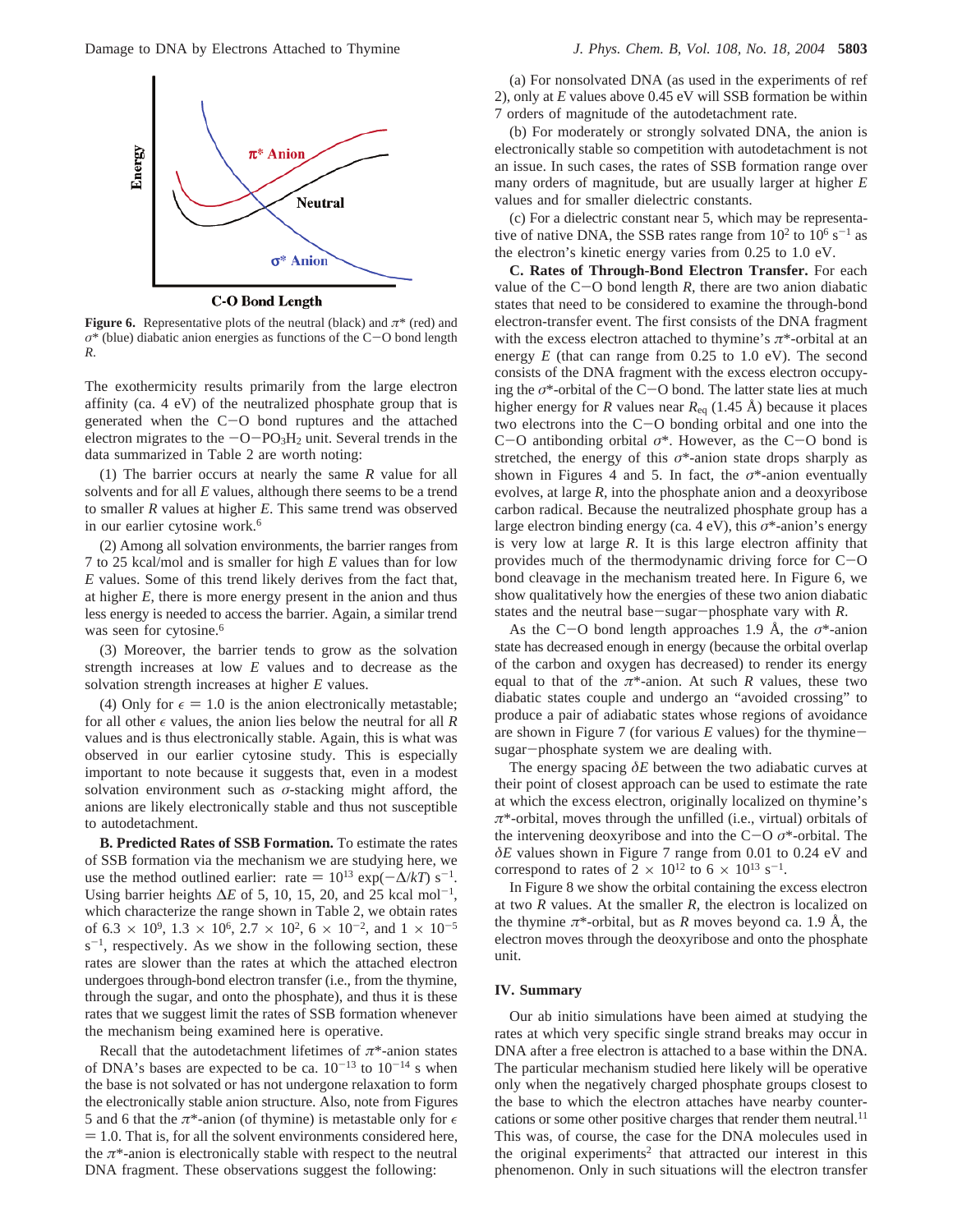**Figure 6.** Representative plots of the neutral (black) and $\pi^*$ (red) and $\sigma^*$ (blue) diabatic anion energies as functions of the C−O bond length $R$.

The exothermicity results primarily from the large electron affinity (ca. 4 eV) of the neutralized phosphate group that is generated when the C−O bond ruptures and the attached electron migrates to the $-O-PO_3H_2$ unit. Several trends in the data summarized in Table 2 are worth noting:

(1) The barrier occurs at nearly the same $R$ value for all solvents and for all $E$ values, although there seems to be a trend to smaller $R$ values at higher $E$. This same trend was observed in our earlier cytosine work.[6]

(2) Among all solvation environments, the barrier ranges from 7 to 25 kcal/mol and is smaller for high $E$ values than for low $E$ values. Some of this trend likely derives from the fact that, at higher $E$, there is more energy present in the anion and thus less energy is needed to access the barrier. Again, a similar trend was seen for cytosine.[6]

(3) Moreover, the barrier tends to grow as the solvation strength increases at low $E$ values and to decrease as the solvation strength increases at higher $E$ values.

(4) Only for $\epsilon = 1.0$ is the anion electronically metastable; for all other $\epsilon$ values, the anion lies below the neutral for all $R$ values and is thus electronically stable. Again, this is what was observed in our earlier cytosine study. This is especially important to note because it suggests that, even in a modest solvation environment such as $\sigma$-stacking might afford, the anions are likely electronically stable and thus not susceptible to autodetachment.

**B. Predicted Rates of SSB Formation.** To estimate the rates of SSB formation via the mechanism we are studying here, we use the method outlined earlier: rate $= 10^{13} \exp(-\Delta/kT)$ s$^{-1}$. Using barrier heights $\Delta E$ of 5, 10, 15, 20, and 25 kcal mol$^{-1}$, which characterize the range shown in Table 2, we obtain rates of $6.3 \times 10^9$, $1.3 \times 10^6$, $2.7 \times 10^2$, $6 \times 10^{-2}$, and $1 \times 10^{-5}$ s$^{-1}$, respectively. As we show in the following section, these rates are slower than the rates at which the attached electron undergoes through-bond electron transfer (i.e., from the thymine, through the sugar, and onto the phosphate), and thus it is these rates that we suggest limit the rates of SSB formation whenever the mechanism being examined here is operative.

Recall that the autodetachment lifetimes of $\pi^*$-anion states of DNA's bases are expected to be ca. $10^{-13}$ to $10^{-14}$ s when the base is not solvated or has not undergone relaxation to form the electronically stable anion structure. Also, note from Figures 5 and 6 that the $\pi^*$-anion (of thymine) is metastable only for $\epsilon = 1.0$. That is, for all the solvent environments considered here, the $\pi^*$-anion is electronically stable with respect to the neutral DNA fragment. These observations suggest the following:

(a) For nonsolvated DNA (as used in the experiments of ref 2), only at $E$ values above 0.45 eV will SSB formation be within 7 orders of magnitude of the autodetachment rate.

(b) For moderately or strongly solvated DNA, the anion is electronically stable so competition with autodetachment is not an issue. In such cases, the rates of SSB formation range over many orders of magnitude, but are usually larger at higher $E$ values and for smaller dielectric constants.

(c) For a dielectric constant near 5, which may be representative of native DNA, the SSB rates range from $10^2$ to $10^6$ s$^{-1}$ as the electron's kinetic energy varies from 0.25 to 1.0 eV.

**C. Rates of Through-Bond Electron Transfer.** For each value of the C−O bond length $R$, there are two anion diabatic states that need to be considered to examine the through-bond electron-transfer event. The first consists of the DNA fragment with the excess electron attached to thymine's $\pi^*$-orbital at an energy $E$ (that can range from 0.25 to 1.0 eV). The second consists of the DNA fragment with the excess electron occupying the $\sigma^*$-orbital of the C−O bond. The latter state lies at much higher energy for $R$ values near $R_{eq}$ (1.45 Å) because it places two electrons into the C−O bonding orbital and one into the C−O antibonding orbital $\sigma^*$. However, as the C−O bond is stretched, the energy of this $\sigma^*$-anion state drops sharply as shown in Figures 4 and 5. In fact, the $\sigma^*$-anion eventually evolves, at large $R$, into the phosphate anion and a deoxyribose carbon radical. Because the neutralized phosphate group has a large electron binding energy (ca. 4 eV), this $\sigma^*$-anion's energy is very low at large $R$. It is this large electron affinity that provides much of the thermodynamic driving force for C−O bond cleavage in the mechanism treated here. In Figure 6, we show qualitatively how the energies of these two anion diabatic states and the neutral base−sugar−phosphate vary with $R$.

As the C−O bond length approaches 1.9 Å, the $\sigma^*$-anion state has decreased enough in energy (because the orbital overlap of the carbon and oxygen has decreased) to render its energy equal to that of the $\pi^*$-anion. At such $R$ values, these two diabatic states couple and undergo an "avoided crossing" to produce a pair of adiabatic states whose regions of avoidance are shown in Figure 7 (for various $E$ values) for the thymine−sugar−phosphate system we are dealing with.

The energy spacing $\delta E$ between the two adiabatic curves at their point of closest approach can be used to estimate the rate at which the excess electron, originally localized on thymine's $\pi^*$-orbital, moves through the unfilled (i.e., virtual) orbitals of the intervening deoxyribose and into the C−O $\sigma^*$-orbital. The $\delta E$ values shown in Figure 7 range from 0.01 to 0.24 eV and correspond to rates of $2 \times 10^{12}$ to $6 \times 10^{13}$ s$^{-1}$.

In Figure 8 we show the orbital containing the excess electron at two $R$ values. At the smaller $R$, the electron is localized on the thymine $\pi^*$-orbital, but as $R$ moves beyond ca. 1.9 Å, the electron moves through the deoxyribose and onto the phosphate unit.

## IV. Summary

Our ab initio simulations have been aimed at studying the rates at which very specific single strand breaks may occur in DNA after a free electron is attached to a base within the DNA. The particular mechanism studied here likely will be operative only when the negatively charged phosphate groups closest to the base to which the electron attaches have nearby counter-cations or some other positive charges that render them neutral.[11] This was, of course, the case for the DNA molecules used in the original experiments[2] that attracted our interest in this phenomenon. Only in such situations will the electron transfer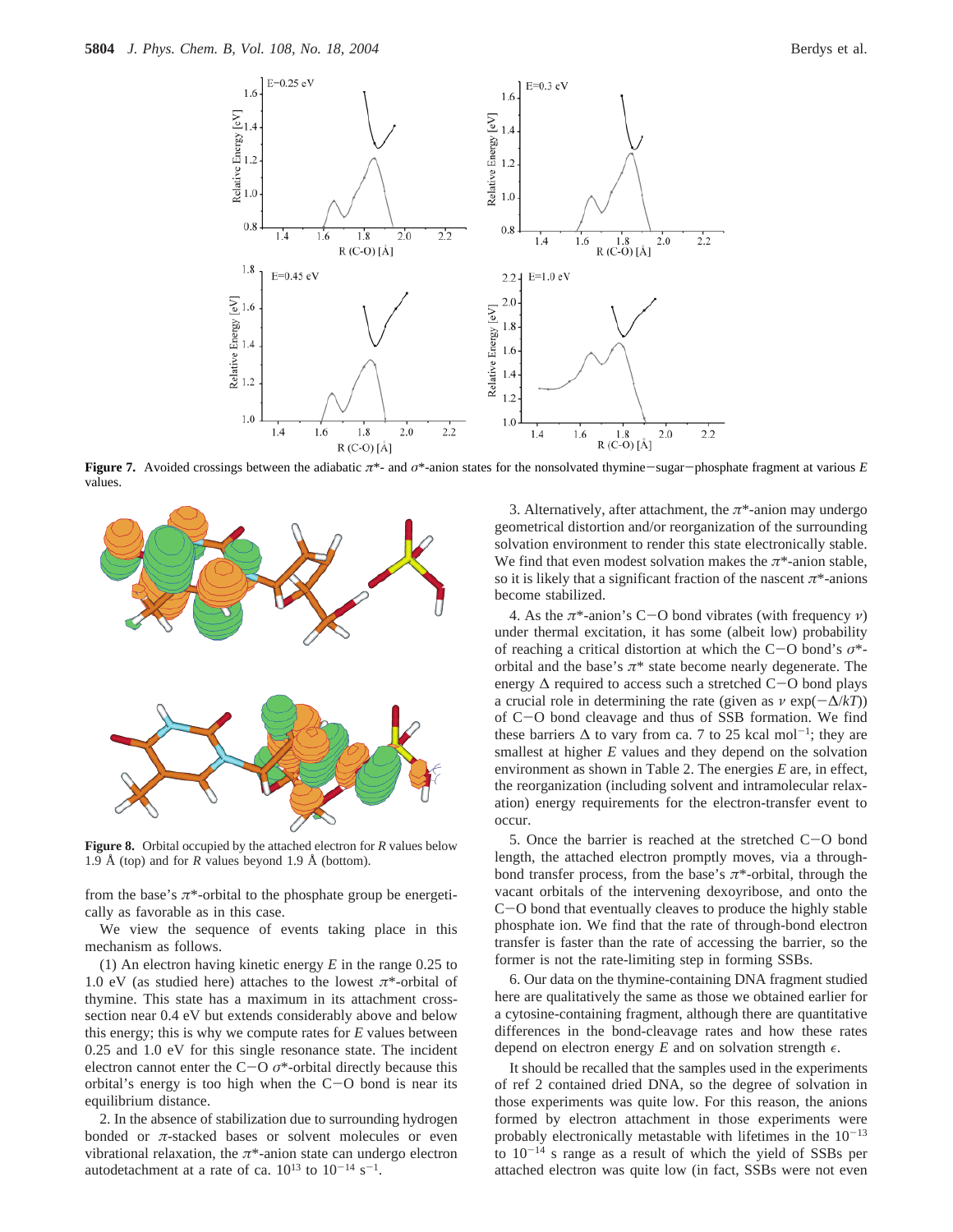**Figure 7.** Avoided crossings between the adiabatic $\pi^*$- and $\sigma^*$-anion states for the nonsolvated thymine−sugar−phosphate fragment at various $E$ values.

**Figure 8.** Orbital occupied by the attached electron for $R$ values below 1.9 Å (top) and for $R$ values beyond 1.9 Å (bottom).

from the base's $\pi^*$-orbital to the phosphate group be energetically as favorable as in this case.

We view the sequence of events taking place in this mechanism as follows.

(1) An electron having kinetic energy $E$ in the range 0.25 to 1.0 eV (as studied here) attaches to the lowest $\pi^*$-orbital of thymine. This state has a maximum in its attachment cross-section near 0.4 eV but extends considerably above and below this energy; this is why we compute rates for $E$ values between 0.25 and 1.0 eV for this single resonance state. The incident electron cannot enter the C−O $\sigma^*$-orbital directly because this orbital's energy is too high when the C−O bond is near its equilibrium distance.

2. In the absence of stabilization due to surrounding hydrogen bonded or $\pi$-stacked bases or solvent molecules or even vibrational relaxation, the $\pi^*$-anion state can undergo electron autodetachment at a rate of ca. $10^{13}$ to $10^{-14}$ s$^{-1}$.

3. Alternatively, after attachment, the $\pi^*$-anion may undergo geometrical distortion and/or reorganization of the surrounding solvation environment to render this state electronically stable. We find that even modest solvation makes the $\pi^*$-anion stable, so it is likely that a significant fraction of the nascent $\pi^*$-anions become stabilized.

4. As the $\pi^*$-anion's C−O bond vibrates (with frequency $\nu$) under thermal excitation, it has some (albeit low) probability of reaching a critical distortion at which the C−O bond's $\sigma^*$-orbital and the base's $\pi^*$ state become nearly degenerate. The energy $\Delta$ required to access such a stretched C−O bond plays a crucial role in determining the rate (given as $\nu \exp(-\Delta/kT)$) of C−O bond cleavage and thus of SSB formation. We find these barriers $\Delta$ to vary from ca. 7 to 25 kcal mol$^{-1}$; they are smallest at higher $E$ values and they depend on the solvation environment as shown in Table 2. The energies $E$ are, in effect, the reorganization (including solvent and intramolecular relaxation) energy requirements for the electron-transfer event to occur.

5. Once the barrier is reached at the stretched C−O bond length, the attached electron promptly moves, via a through-bond transfer process, from the base's $\pi^*$-orbital, through the vacant orbitals of the intervening dexoyribose, and onto the C−O bond that eventually cleaves to produce the highly stable phosphate ion. We find that the rate of through-bond electron transfer is faster than the rate of accessing the barrier, so the former is not the rate-limiting step in forming SSBs.

6. Our data on the thymine-containing DNA fragment studied here are qualitatively the same as those we obtained earlier for a cytosine-containing fragment, although there are quantitative differences in the bond-cleavage rates and how these rates depend on electron energy $E$ and on solvation strength $\epsilon$.

It should be recalled that the samples used in the experiments of ref 2 contained dried DNA, so the degree of solvation in those experiments was quite low. For this reason, the anions formed by electron attachment in those experiments were probably electronically metastable with lifetimes in the $10^{-13}$ to $10^{-14}$ s range as a result of which the yield of SSBs per attached electron was quite low (in fact, SSBs were not even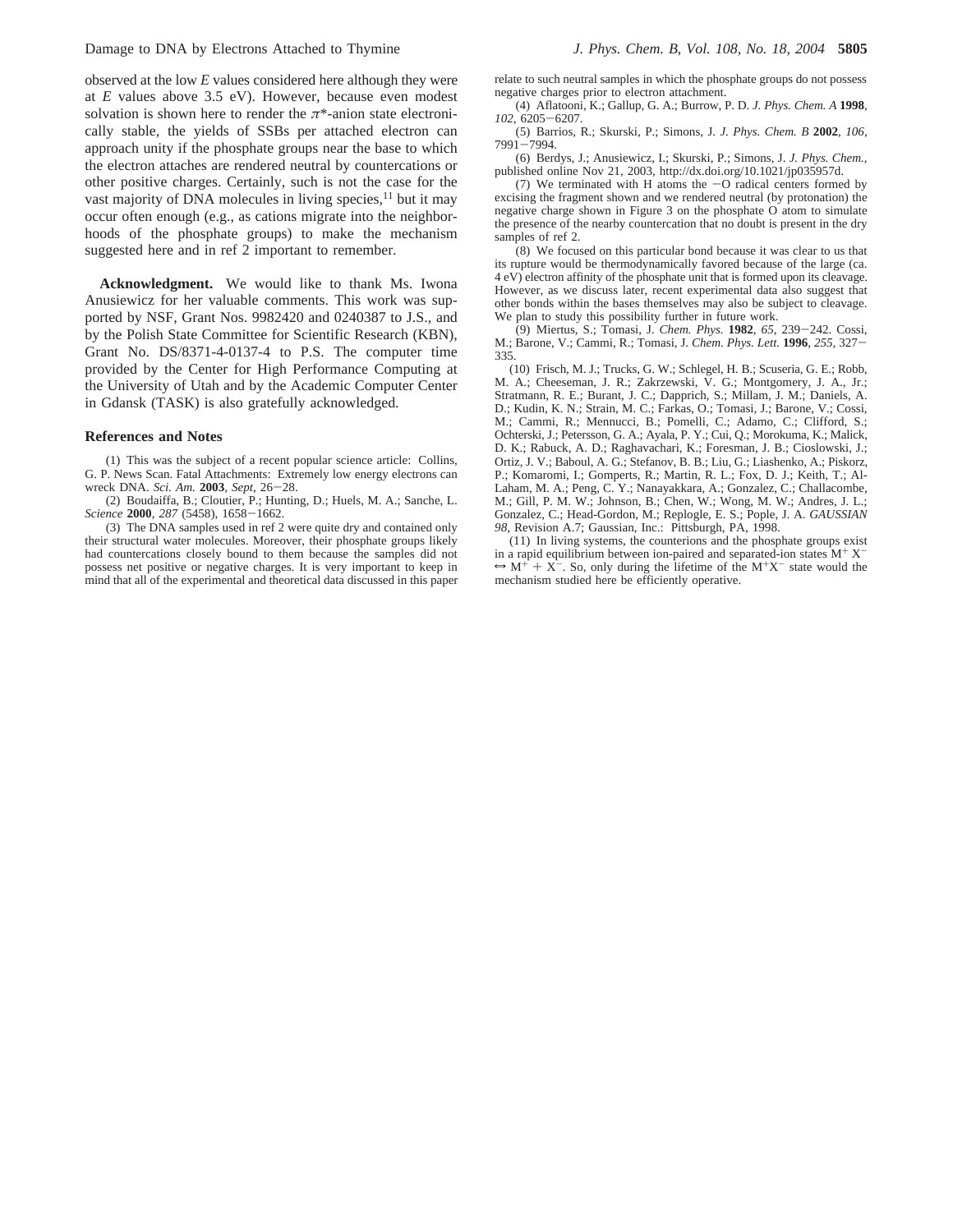observed at the low *E* values considered here although they were at *E* values above 3.5 eV). However, because even modest solvation is shown here to render the $\pi^*$-anion state electronicically stable, the yields of SSBs per attached electron can approach unity if the phosphate groups near the base to which the electron attaches are rendered neutral by countercations or other positive charges. Certainly, such is not the case for the vast majority of DNA molecules in living species,[11] but it may occur often enough (e.g., as cations migrate into the neighborhoods of the phosphate groups) to make the mechanism suggested here and in ref 2 important to remember.

**Acknowledgment.** We would like to thank Ms. Iwona Anusiewicz for her valuable comments. This work was supported by NSF, Grant Nos. 9982420 and 0240387 to J.S., and by the Polish State Committee for Scientific Research (KBN), Grant No. DS/8371-4-0137-4 to P.S. The computer time provided by the Center for High Performance Computing at the University of Utah and by the Academic Computer Center in Gdansk (TASK) is also gratefully acknowledged.

## References and Notes

(1) This was the subject of a recent popular science article: Collins, G. P. News Scan. Fatal Attachments: Extremely low energy electrons can wreck DNA. *Sci. Am.* **2003**, *Sept*, 26–28.

(2) Boudaiffa, B.; Cloutier, P.; Hunting, D.; Huels, M. A.; Sanche, L. *Science* **2000**, *287* (5458), 1658–1662.

(3) The DNA samples used in ref 2 were quite dry and contained only their structural water molecules. Moreover, their phosphate groups likely had countercations closely bound to them because the samples did not possess net positive or negative charges. It is very important to keep in mind that all of the experimental and theoretical data discussed in this paper relate to such neutral samples in which the phosphate groups do not possess negative charges prior to electron attachment.

(4) Aflatooni, K.; Gallup, G. A.; Burrow, P. D. *J. Phys. Chem. A* **1998**, *102*, 6205–6207.

(5) Barrios, R.; Skurski, P.; Simons, J. *J. Phys. Chem. B* **2002**, *106*, 7991–7994.

(6) Berdys, J.; Anusiewicz, I.; Skurski, P.; Simons, J. *J. Phys. Chem.*, published online Nov 21, 2003, http://dx.doi.org/10.1021/jp035957d.

(7) We terminated with H atoms the –O radical centers formed by excising the fragment shown and we rendered neutral (by protonation) the negative charge shown in Figure 3 on the phosphate O atom to simulate the presence of the nearby countercation that no doubt is present in the dry samples of ref 2.

(8) We focused on this particular bond because it was clear to us that its rupture would be thermodynamically favored because of the large (ca. 4 eV) electron affinity of the phosphate unit that is formed upon its cleavage. However, as we discuss later, recent experimental data also suggest that other bonds within the bases themselves may also be subject to cleavage. We plan to study this possibility further in future work.

(9) Miertus, S.; Tomasi, J. *Chem. Phys.* **1982**, *65*, 239–242. Cossi, M.; Barone, V.; Cammi, R.; Tomasi, J. *Chem. Phys. Lett.* **1996**, *255*, 327–335.

(10) Frisch, M. J.; Trucks, G. W.; Schlegel, H. B.; Scuseria, G. E.; Robb, M. A.; Cheeseman, J. R.; Zakrzewski, V. G.; Montgomery, J. A., Jr.; Stratmann, R. E.; Burant, J. C.; Dapprich, S.; Millam, J. M.; Daniels, A. D.; Kudin, K. N.; Strain, M. C.; Farkas, O.; Tomasi, J.; Barone, V.; Cossi, M.; Cammi, R.; Mennucci, B.; Pomelli, C.; Adamo, C.; Clifford, S.; Ochterski, J.; Petersson, G. A.; Ayala, P. Y.; Cui, Q.; Morokuma, K.; Malick, D. K.; Rabuck, A. D.; Raghavachari, K.; Foresman, J. B.; Cioslowski, J.; Ortiz, J. V.; Baboul, A. G.; Stefanov, B. B.; Liu, G.; Liashenko, A.; Piskorz, P.; Komaromi, I.; Gomperts, R.; Martin, R. L.; Fox, D. J.; Keith, T.; Al-Laham, M. A.; Peng, C. Y.; Nanayakkara, A.; Gonzalez, C.; Challacombe, M.; Gill, P. M. W.; Johnson, B.; Chen, W.; Wong, M. W.; Andres, J. L.; Gonzalez, C.; Head-Gordon, M.; Replogle, E. S.; Pople, J. A. *GAUSSIAN 98*, Revision A.7; Gaussian, Inc.: Pittsburgh, PA, 1998.

(11) In living systems, the counterions and the phosphate groups exist in a rapid equilibrium between ion-paired and separated-ion states $M^+ X^- \Leftrightarrow M^+ + X^-$. So, only during the lifetime of the $M^+X^-$ state would the mechanism studied here be efficiently operative.